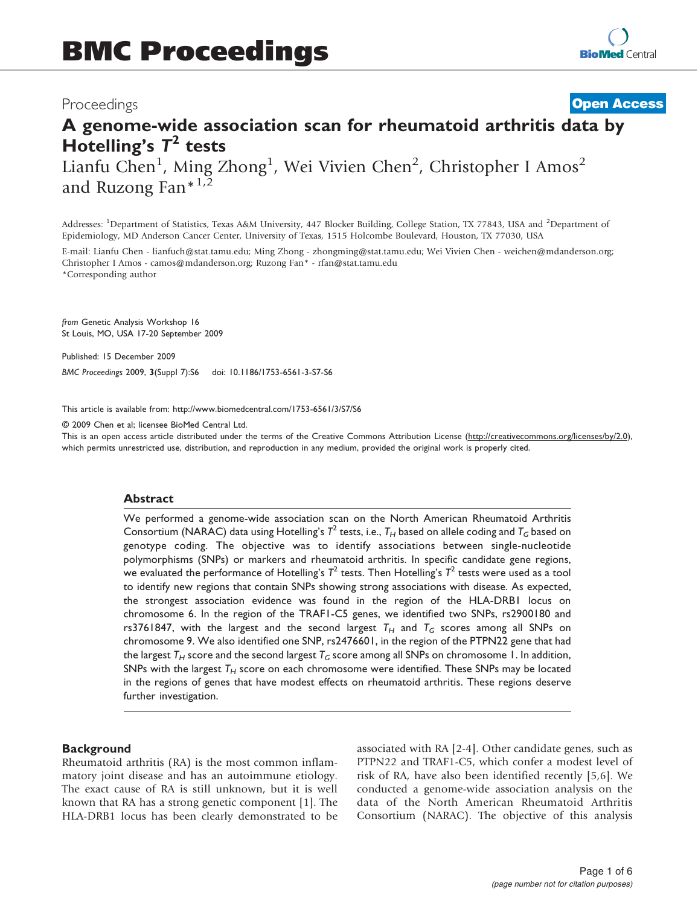# BMC Proceedings

Proceedings

**Open Access**

# A genome-wide association scan for rheumatoid arthritis data by Hotelling's $T^2$ tests

Lianfu Chen[1], Ming Zhong[1], Wei Vivien Chen[2], Christopher I Amos[2] and Ruzong Fan*[1,2]

Addresses: [1]Department of Statistics, Texas A&M University, 447 Blocker Building, College Station, TX 77843, USA and [2]Department of Epidemiology, MD Anderson Cancer Center, University of Texas, 1515 Holcombe Boulevard, Houston, TX 77030, USA

E-mail: Lianfu Chen - lianfuch@stat.tamu.edu; Ming Zhong - zhongming@stat.tamu.edu; Wei Vivien Chen - weichen@mdanderson.org; Christopher I Amos - camos@mdanderson.org; Ruzong Fan* - rfan@stat.tamu.edu
*Corresponding author

*from* Genetic Analysis Workshop 16
St Louis, MO, USA 17-20 September 2009

Published: 15 December 2009

*BMC Proceedings* 2009, **3**(Suppl 7):S6 doi: 10.1186/1753-6561-3-S7-S6

This article is available from: http://www.biomedcentral.com/1753-6561/3/S7/S6

© 2009 Chen et al; licensee BioMed Central Ltd.
This is an open access article distributed under the terms of the Creative Commons Attribution License (http://creativecommons.org/licenses/by/2.0), which permits unrestricted use, distribution, and reproduction in any medium, provided the original work is properly cited.

## Abstract

We performed a genome-wide association scan on the North American Rheumatoid Arthritis Consortium (NARAC) data using Hotelling's $T^2$ tests, i.e., $T_H$ based on allele coding and $T_G$ based on genotype coding. The objective was to identify associations between single-nucleotide polymorphisms (SNPs) or markers and rheumatoid arthritis. In specific candidate gene regions, we evaluated the performance of Hotelling's $T^2$ tests. Then Hotelling's $T^2$ tests were used as a tool to identify new regions that contain SNPs showing strong associations with disease. As expected, the strongest association evidence was found in the region of the HLA-DRB1 locus on chromosome 6. In the region of the TRAF1-C5 genes, we identified two SNPs, rs2900180 and rs3761847, with the largest and the second largest $T_H$ and $T_G$ scores among all SNPs on chromosome 9. We also identified one SNP, rs2476601, in the region of the PTPN22 gene that had the largest $T_H$ score and the second largest $T_G$ score among all SNPs on chromosome 1. In addition, SNPs with the largest $T_H$ score on each chromosome were identified. These SNPs may be located in the regions of genes that have modest effects on rheumatoid arthritis. These regions deserve further investigation.

## Background

Rheumatoid arthritis (RA) is the most common inflammatory joint disease and has an autoimmune etiology. The exact cause of RA is still unknown, but it is well known that RA has a strong genetic component [1]. The HLA-DRB1 locus has been clearly demonstrated to be associated with RA [2-4]. Other candidate genes, such as PTPN22 and TRAF1-C5, which confer a modest level of risk of RA, have also been identified recently [5,6]. We conducted a genome-wide association analysis on the data of the North American Rheumatoid Arthritis Consortium (NARAC). The objective of this analysis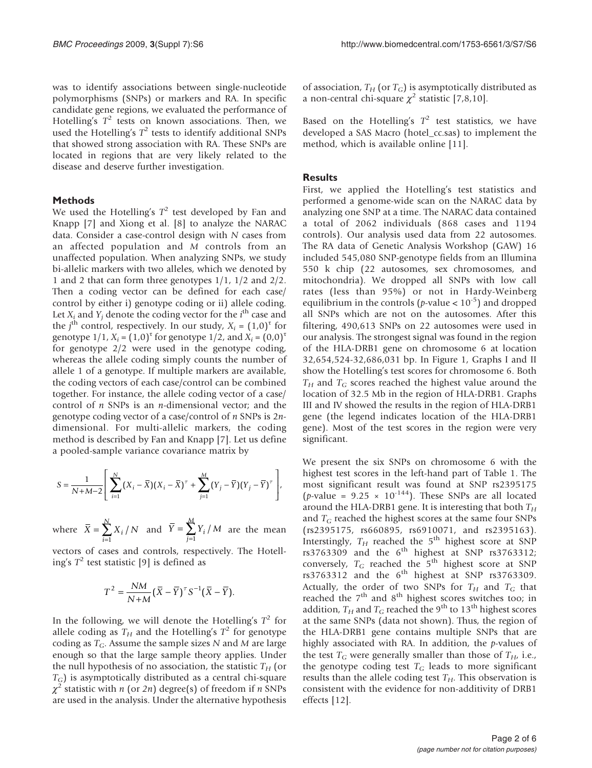was to identify associations between single-nucleotide polymorphisms (SNPs) or markers and RA. In specific candidate gene regions, we evaluated the performance of Hotelling's $T^2$ tests on known associations. Then, we used the Hotelling's $T^2$ tests to identify additional SNPs that showed strong association with RA. These SNPs are located in regions that are very likely related to the disease and deserve further investigation.

## Methods

We used the Hotelling's $T^2$ test developed by Fan and Knapp [7] and Xiong et al. [8] to analyze the NARAC data. Consider a case-control design with $N$ cases from an affected population and $M$ controls from an unaffected population. When analyzing SNPs, we study bi-allelic markers with two alleles, which we denoted by 1 and 2 that can form three genotypes 1/1, 1/2 and 2/2. Then a coding vector can be defined for each case/control by either i) genotype coding or ii) allele coding. Let $X_i$ and $Y_j$ denote the coding vector for the $i^{\text{th}}$ case and the $j^{\text{th}}$ control, respectively. In our study, $X_i = (1,0)^\tau$ for genotype 1/1, $X_i = (1,0)^\tau$ for genotype 1/2, and $X_i = (0,0)^\tau$ for genotype 2/2 were used in the genotype coding, whereas the allele coding simply counts the number of allele 1 of a genotype. If multiple markers are available, the coding vectors of each case/control can be combined together. For instance, the allele coding vector of a case/control of $n$ SNPs is an $n$-dimensional vector; and the genotype coding vector of a case/control of $n$ SNPs is $2n$-dimensional. For multi-allelic markers, the coding method is described by Fan and Knapp [7]. Let us define a pooled-sample variance covariance matrix by

$$S = \frac{1}{N+M-2}\left[\sum_{i=1}^{N}(X_i-\bar{X})(X_i-\bar{X})^\tau + \sum_{j=1}^{M}(Y_j-\bar{Y})(Y_j-\bar{Y})^\tau\right],$$

where $\bar{X} = \sum_{i=1}^{N} X_i / N$ and $\bar{Y} = \sum_{j=1}^{M} Y_i / M$ are the mean vectors of cases and controls, respectively. The Hotelling's $T^2$ test statistic [9] is defined as

$$T^2 = \frac{NM}{N+M}(\bar{X}-\bar{Y})^\tau S^{-1}(\bar{X}-\bar{Y}).$$

In the following, we will denote the Hotelling's $T^2$ for allele coding as $T_H$ and the Hotelling's $T^2$ for genotype coding as $T_G$. Assume the sample sizes $N$ and $M$ are large enough so that the large sample theory applies. Under the null hypothesis of no association, the statistic $T_H$ (or $T_G$) is asymptotically distributed as a central chi-square $\chi^2$ statistic with $n$ (or $2n$) degree(s) of freedom if $n$ SNPs are used in the analysis. Under the alternative hypothesis of association, $T_H$ (or $T_G$) is asymptotically distributed as a non-central chi-square $\chi^2$ statistic [7,8,10].

Based on the Hotelling's $T^2$ test statistics, we have developed a SAS Macro (hotel_cc.sas) to implement the method, which is available online [11].

## Results

First, we applied the Hotelling's test statistics and performed a genome-wide scan on the NARAC data by analyzing one SNP at a time. The NARAC data contained a total of 2062 individuals (868 cases and 1194 controls). Our analysis used data from 22 autosomes. The RA data of Genetic Analysis Workshop (GAW) 16 included 545,080 SNP-genotype fields from an Illumina 550 k chip (22 autosomes, sex chromosomes, and mitochondria). We dropped all SNPs with low call rates (less than 95%) or not in Hardy-Weinberg equilibrium in the controls ($p$-value < $10^{-5}$) and dropped all SNPs which are not on the autosomes. After this filtering, 490,613 SNPs on 22 autosomes were used in our analysis. The strongest signal was found in the region of the HLA-DRB1 gene on chromosome 6 at location 32,654,524-32,686,031 bp. In Figure 1, Graphs I and II show the Hotelling's test scores for chromosome 6. Both $T_H$ and $T_G$ scores reached the highest value around the location of 32.5 Mb in the region of HLA-DRB1. Graphs III and IV showed the results in the region of HLA-DRB1 gene (the legend indicates location of the HLA-DRB1 gene). Most of the test scores in the region were very significant.

We present the six SNPs on chromosome 6 with the highest test scores in the left-hand part of Table 1. The most significant result was found at SNP rs2395175 ($p$-value = $9.25 \times 10^{-144}$). These SNPs are all located around the HLA-DRB1 gene. It is interesting that both $T_H$ and $T_G$ reached the highest scores at the same four SNPs (rs2395175, rs660895, rs6910071, and rs2395163). Interstingly, $T_H$ reached the 5[th] highest score at SNP rs3763309 and the 6[th] highest at SNP rs3763312; conversely, $T_G$ reached the 5[th] highest score at SNP rs3763312 and the 6[th] highest at SNP rs3763309. Actually, the order of two SNPs for $T_H$ and $T_G$ that reached the 7[th] and 8[th] highest scores switches too; in addition, $T_H$ and $T_G$ reached the 9[th] to 13[th] highest scores at the same SNPs (data not shown). Thus, the region of the HLA-DRB1 gene contains multiple SNPs that are highly associated with RA. In addition, the $p$-values of the test $T_G$ were generally smaller than those of $T_H$, i.e., the genotype coding test $T_G$ leads to more significant results than the allele coding test $T_H$. This observation is consistent with the evidence for non-additivity of DRB1 effects [12].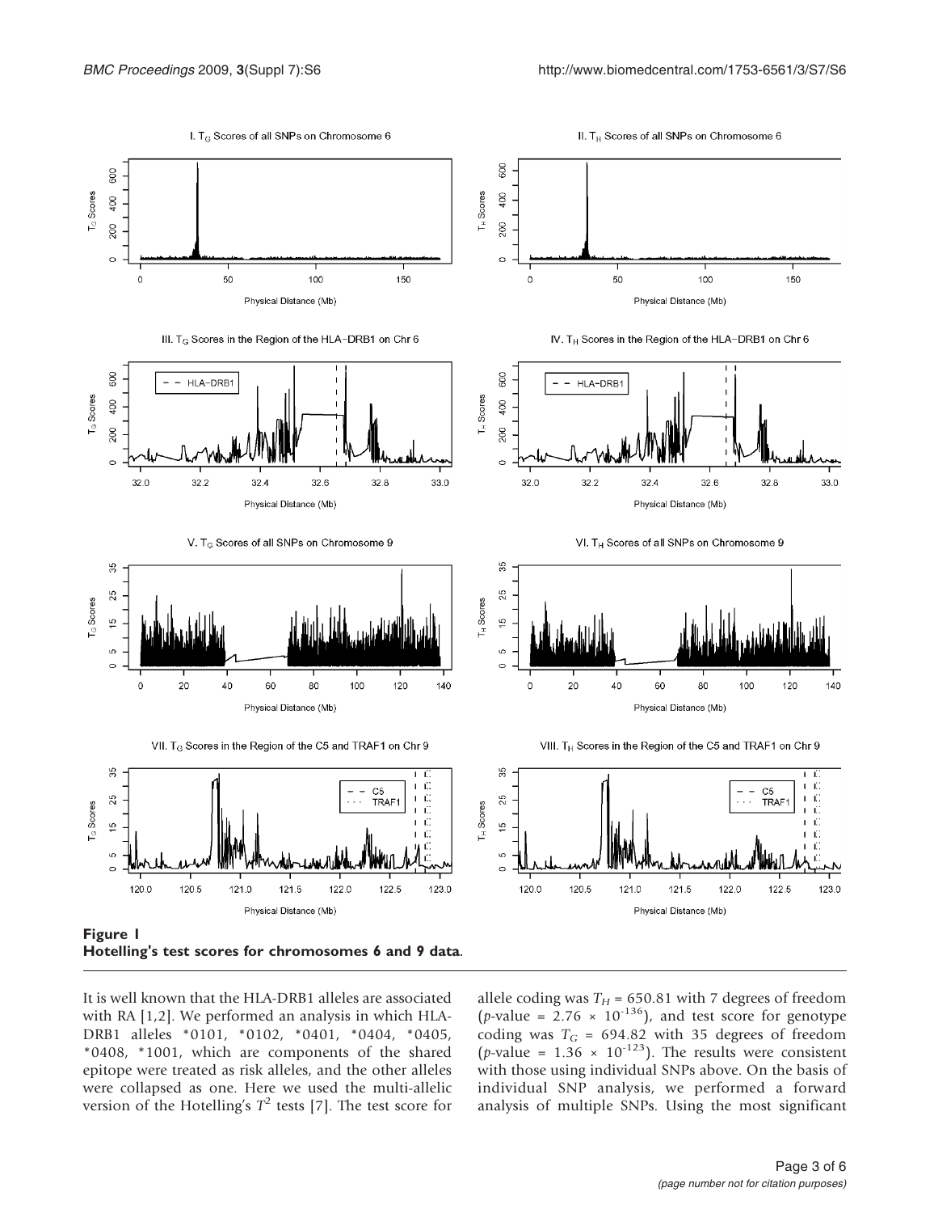**Figure 1**
**Hotelling's test scores for chromosomes 6 and 9 data**.

It is well known that the HLA-DRB1 alleles are associated with RA [1,2]. We performed an analysis in which HLA-DRB1 alleles *0101, *0102, *0401, *0404, *0405, *0408, *1001, which are components of the shared epitope were treated as risk alleles, and the other alleles were collapsed as one. Here we used the multi-allelic version of the Hotelling's $T^2$ tests [7]. The test score for allele coding was $T_H = 650.81$ with 7 degrees of freedom ($p$-value = $2.76 \times 10^{-136}$), and test score for genotype coding was $T_G = 694.82$ with 35 degrees of freedom ($p$-value = $1.36 \times 10^{-123}$). The results were consistent with those using individual SNPs above. On the basis of individual SNP analysis, we performed a forward analysis of multiple SNPs. Using the most significant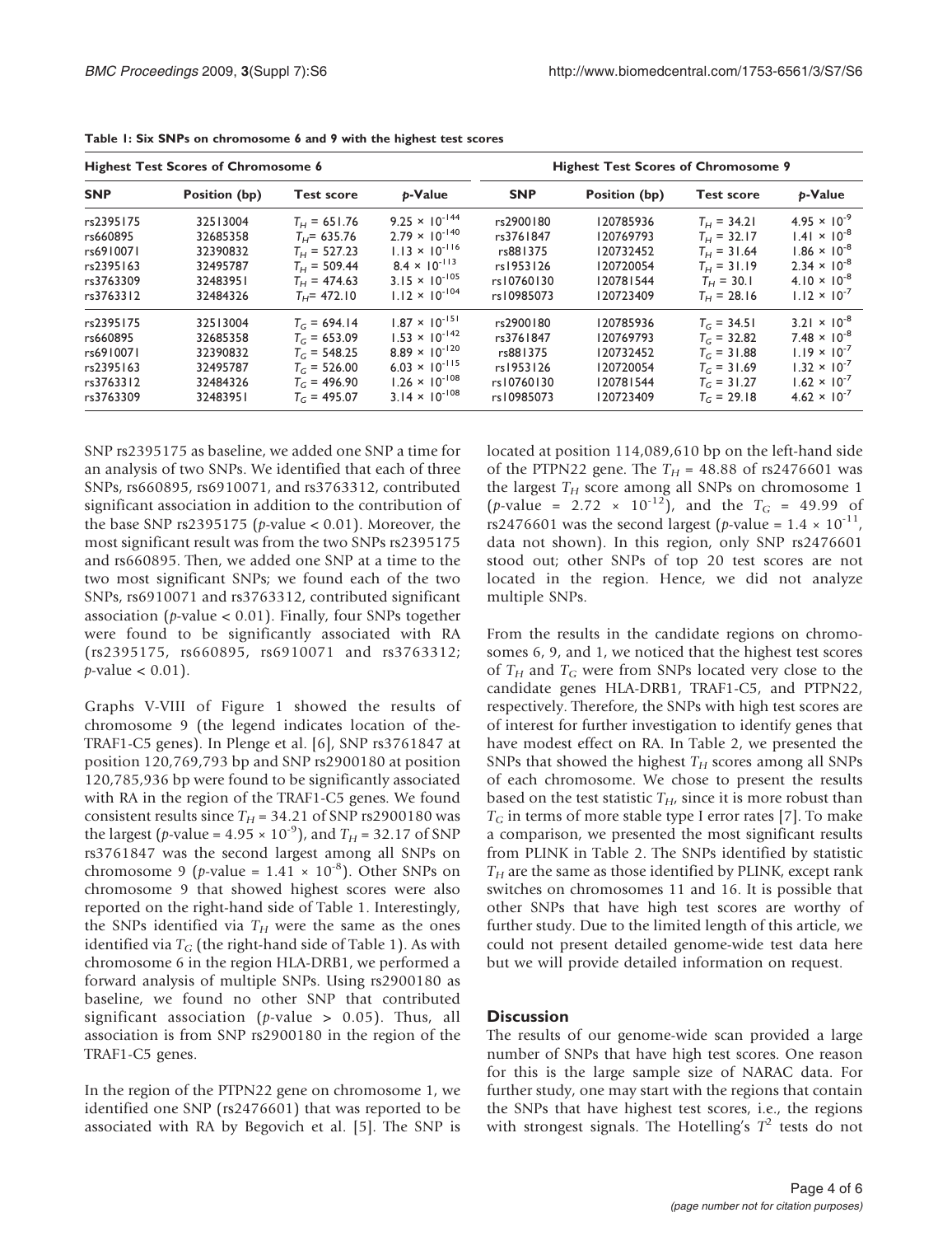**Table 1: Six SNPs on chromosome 6 and 9 with the highest test scores**

| Highest Test Scores of Chromosome 6 | | | | Highest Test Scores of Chromosome 9 | | | |
|---|---|---|---|---|---|---|---|
| **SNP** | **Position (bp)** | **Test score** | ***p*-Value** | **SNP** | **Position (bp)** | **Test score** | ***p*-Value** |
| rs2395175 | 32513004 | $T_H = 651.76$ | $9.25 \times 10^{-144}$ | rs2900180 | 120785936 | $T_H = 34.21$ | $4.95 \times 10^{-9}$ |
| rs660895 | 32685358 | $T_H = 635.76$ | $2.79 \times 10^{-140}$ | rs3761847 | 120769793 | $T_H = 32.17$ | $1.41 \times 10^{-8}$ |
| rs6910071 | 32390832 | $T_H = 527.23$ | $1.13 \times 10^{-116}$ | rs881375 | 120732452 | $T_H = 31.64$ | $1.86 \times 10^{-8}$ |
| rs2395163 | 32495787 | $T_H = 509.44$ | $8.4 \times 10^{-113}$ | rs1953126 | 120720054 | $T_H = 31.19$ | $2.34 \times 10^{-8}$ |
| rs3763309 | 32483951 | $T_H = 474.63$ | $3.15 \times 10^{-105}$ | rs10760130 | 120781544 | $T_H = 30.1$ | $4.10 \times 10^{-8}$ |
| rs3763312 | 32484326 | $T_H = 472.10$ | $1.12 \times 10^{-104}$ | rs10985073 | 120723409 | $T_H = 28.16$ | $1.12 \times 10^{-7}$ |
| rs2395175 | 32513004 | $T_G = 694.14$ | $1.87 \times 10^{-151}$ | rs2900180 | 120785936 | $T_G = 34.51$ | $3.21 \times 10^{-8}$ |
| rs660895 | 32685358 | $T_G = 653.09$ | $1.53 \times 10^{-142}$ | rs3761847 | 120769793 | $T_G = 32.82$ | $7.48 \times 10^{-8}$ |
| rs6910071 | 32390832 | $T_G = 548.25$ | $8.89 \times 10^{-120}$ | rs881375 | 120732452 | $T_G = 31.88$ | $1.19 \times 10^{-7}$ |
| rs2395163 | 32495787 | $T_G = 526.00$ | $6.03 \times 10^{-115}$ | rs1953126 | 120720054 | $T_G = 31.69$ | $1.32 \times 10^{-7}$ |
| rs3763312 | 32484326 | $T_G = 496.90$ | $1.26 \times 10^{-108}$ | rs10760130 | 120781544 | $T_G = 31.27$ | $1.62 \times 10^{-7}$ |
| rs3763309 | 32483951 | $T_G = 495.07$ | $3.14 \times 10^{-108}$ | rs10985073 | 120723409 | $T_G = 29.18$ | $4.62 \times 10^{-7}$ |

SNP rs2395175 as baseline, we added one SNP a time for an analysis of two SNPs. We identified that each of three SNPs, rs660895, rs6910071, and rs3763312, contributed significant association in addition to the contribution of the base SNP rs2395175 ($p$-value < 0.01). Moreover, the most significant result was from the two SNPs rs2395175 and rs660895. Then, we added one SNP at a time to the two most significant SNPs; we found each of the two SNPs, rs6910071 and rs3763312, contributed significant association ($p$-value < 0.01). Finally, four SNPs together were found to be significantly associated with RA (rs2395175, rs660895, rs6910071 and rs3763312; $p$-value < 0.01).

Graphs V-VIII of Figure 1 showed the results of chromosome 9 (the legend indicates location of the-TRAF1-C5 genes). In Plenge et al. [6], SNP rs3761847 at position 120,769,793 bp and SNP rs2900180 at position 120,785,936 bp were found to be significantly associated with RA in the region of the TRAF1-C5 genes. We found consistent results since $T_H = 34.21$ of SNP rs2900180 was the largest ($p$-value = $4.95 \times 10^{-9}$), and $T_H = 32.17$ of SNP rs3761847 was the second largest among all SNPs on chromosome 9 ($p$-value = $1.41 \times 10^{-8}$). Other SNPs on chromosome 9 that showed highest scores were also reported on the right-hand side of Table 1. Interestingly, the SNPs identified via $T_H$ were the same as the ones identified via $T_G$ (the right-hand side of Table 1). As with chromosome 6 in the region HLA-DRB1, we performed a forward analysis of multiple SNPs. Using rs2900180 as baseline, we found no other SNP that contributed significant association ($p$-value > 0.05). Thus, all association is from SNP rs2900180 in the region of the TRAF1-C5 genes.

In the region of the PTPN22 gene on chromosome 1, we identified one SNP (rs2476601) that was reported to be associated with RA by Begovich et al. [5]. The SNP is located at position 114,089,610 bp on the left-hand side of the PTPN22 gene. The $T_H = 48.88$ of rs2476601 was the largest $T_H$ score among all SNPs on chromosome 1 ($p$-value = $2.72 \times 10^{-12}$), and the $T_G = 49.99$ of rs2476601 was the second largest ($p$-value = $1.4 \times 10^{-11}$, data not shown). In this region, only SNP rs2476601 stood out; other SNPs of top 20 test scores are not located in the region. Hence, we did not analyze multiple SNPs.

From the results in the candidate regions on chromosomes 6, 9, and 1, we noticed that the highest test scores of $T_H$ and $T_G$ were from SNPs located very close to the candidate genes HLA-DRB1, TRAF1-C5, and PTPN22, respectively. Therefore, the SNPs with high test scores are of interest for further investigation to identify genes that have modest effect on RA. In Table 2, we presented the SNPs that showed the highest $T_H$ scores among all SNPs of each chromosome. We chose to present the results based on the test statistic $T_H$, since it is more robust than $T_G$ in terms of more stable type I error rates [7]. To make a comparison, we presented the most significant results from PLINK in Table 2. The SNPs identified by statistic $T_H$ are the same as those identified by PLINK, except rank switches on chromosomes 11 and 16. It is possible that other SNPs that have high test scores are worthy of further study. Due to the limited length of this article, we could not present detailed genome-wide test data here but we will provide detailed information on request.

## Discussion

The results of our genome-wide scan provided a large number of SNPs that have high test scores. One reason for this is the large sample size of NARAC data. For further study, one may start with the regions that contain the SNPs that have highest test scores, i.e., the regions with strongest signals. The Hotelling's $T^2$ tests do not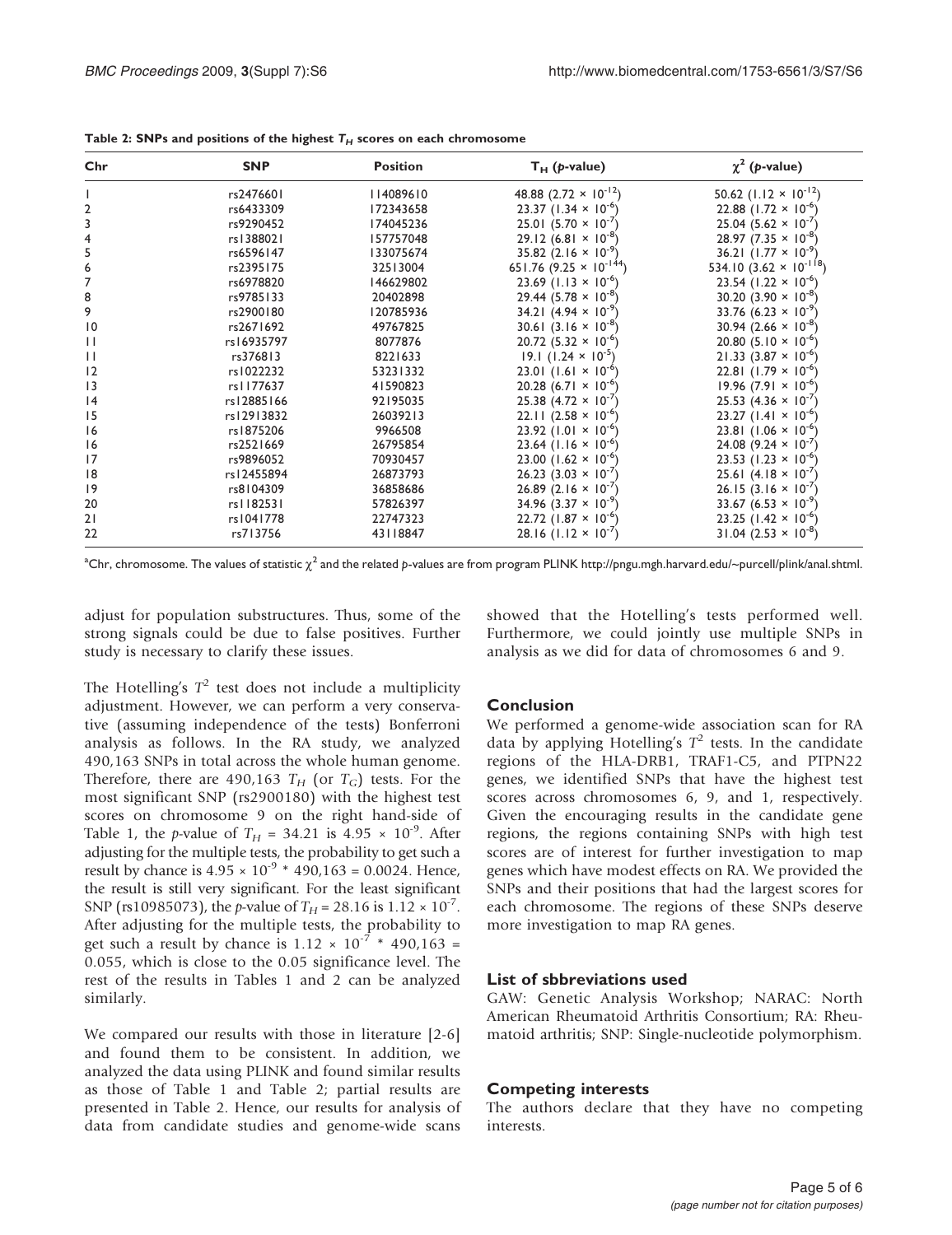**Table 2: SNPs and positions of the highest $T_H$ scores on each chromosome**

| Chr | SNP | Position | $T_H$ (*p*-value) | $\chi^2$ (*p*-value) |
|---|---|---|---|---|
| 1 | rs2476601 | 114089610 | 48.88 ($2.72 \times 10^{-12}$) | 50.62 ($1.12 \times 10^{-12}$) |
| 2 | rs6433309 | 172343658 | 23.37 ($1.34 \times 10^{-6}$) | 22.88 ($1.72 \times 10^{-6}$) |
| 3 | rs9290452 | 174045236 | 25.01 ($5.70 \times 10^{-7}$) | 25.04 ($5.62 \times 10^{-7}$) |
| 4 | rs1388021 | 157757048 | 29.12 ($6.81 \times 10^{-8}$) | 28.97 ($7.35 \times 10^{-8}$) |
| 5 | rs6596147 | 133075674 | 35.82 ($2.16 \times 10^{-9}$) | 36.21 ($1.77 \times 10^{-9}$) |
| 6 | rs2395175 | 32513004 | 651.76 ($9.25 \times 10^{-144}$) | 534.10 ($3.62 \times 10^{-118}$) |
| 7 | rs6978820 | 146629802 | 23.69 ($1.13 \times 10^{-6}$) | 23.54 ($1.22 \times 10^{-6}$) |
| 8 | rs9785133 | 20402898 | 29.44 ($5.78 \times 10^{-8}$) | 30.20 ($3.90 \times 10^{-8}$) |
| 9 | rs2900180 | 120785936 | 34.21 ($4.94 \times 10^{-9}$) | 33.76 ($6.23 \times 10^{-9}$) |
| 10 | rs2671692 | 49767825 | 30.61 ($3.16 \times 10^{-8}$) | 30.94 ($2.66 \times 10^{-8}$) |
| 11 | rs16935797 | 8077876 | 20.72 ($5.32 \times 10^{-6}$) | 20.80 ($5.10 \times 10^{-6}$) |
| 11 | rs376813 | 8221633 | 19.1 ($1.24 \times 10^{-5}$) | 21.33 ($3.87 \times 10^{-6}$) |
| 12 | rs1022232 | 53231332 | 23.01 ($1.61 \times 10^{-6}$) | 22.81 ($1.79 \times 10^{-6}$) |
| 13 | rs1177637 | 41590823 | 20.28 ($6.71 \times 10^{-6}$) | 19.96 ($7.91 \times 10^{-6}$) |
| 14 | rs12885166 | 92195035 | 25.38 ($4.72 \times 10^{-7}$) | 25.53 ($4.36 \times 10^{-7}$) |
| 15 | rs12913832 | 26039213 | 22.11 ($2.58 \times 10^{-6}$) | 23.27 ($1.41 \times 10^{-6}$) |
| 16 | rs1875206 | 9966508 | 23.92 ($1.01 \times 10^{-6}$) | 23.81 ($1.06 \times 10^{-6}$) |
| 16 | rs2521669 | 26795854 | 23.64 ($1.16 \times 10^{-6}$) | 24.08 ($9.24 \times 10^{-7}$) |
| 17 | rs9896052 | 70930457 | 23.00 ($1.62 \times 10^{-6}$) | 23.53 ($1.23 \times 10^{-6}$) |
| 18 | rs12455894 | 26873793 | 26.23 ($3.03 \times 10^{-7}$) | 25.61 ($4.18 \times 10^{-7}$) |
| 19 | rs8104309 | 36858686 | 26.89 ($2.16 \times 10^{-7}$) | 26.15 ($3.16 \times 10^{-7}$) |
| 20 | rs1182531 | 57826397 | 34.96 ($3.37 \times 10^{-9}$) | 33.67 ($6.53 \times 10^{-9}$) |
| 21 | rs1041778 | 22747323 | 22.72 ($1.87 \times 10^{-6}$) | 23.25 ($1.42 \times 10^{-6}$) |
| 22 | rs713756 | 43118847 | 28.16 ($1.12 \times 10^{-7}$) | 31.04 ($2.53 \times 10^{-8}$) |

[a]Chr, chromosome. The values of statistic $\chi^2$ and the related *p*-values are from program PLINK http://pngu.mgh.harvard.edu/~purcell/plink/anal.shtml.

adjust for population substructures. Thus, some of the strong signals could be due to false positives. Further study is necessary to clarify these issues.

The Hotelling's $T^2$ test does not include a multiplicity adjustment. However, we can perform a very conservative (assuming independence of the tests) Bonferroni analysis as follows. In the RA study, we analyzed 490,163 SNPs in total across the whole human genome. Therefore, there are 490,163 $T_H$ (or $T_G$) tests. For the most significant SNP (rs2900180) with the highest test scores on chromosome 9 on the right hand-side of Table 1, the *p*-value of $T_H = 34.21$ is $4.95 \times 10^{-9}$. After adjusting for the multiple tests, the probability to get such a result by chance is $4.95 \times 10^{-9} * 490{,}163 = 0.0024$. Hence, the result is still very significant. For the least significant SNP (rs10985073), the *p*-value of $T_H = 28.16$ is $1.12 \times 10^{-7}$. After adjusting for the multiple tests, the probability to get such a result by chance is $1.12 \times 10^{-7} * 490{,}163 = 0.055$, which is close to the 0.05 significance level. The rest of the results in Tables 1 and 2 can be analyzed similarly.

We compared our results with those in literature [2-6] and found them to be consistent. In addition, we analyzed the data using PLINK and found similar results as those of Table 1 and Table 2; partial results are presented in Table 2. Hence, our results for analysis of data from candidate studies and genome-wide scans showed that the Hotelling's tests performed well. Furthermore, we could jointly use multiple SNPs in analysis as we did for data of chromosomes 6 and 9.

## Conclusion

We performed a genome-wide association scan for RA data by applying Hotelling's $T^2$ tests. In the candidate regions of the HLA-DRB1, TRAF1-C5, and PTPN22 genes, we identified SNPs that have the highest test scores across chromosomes 6, 9, and 1, respectively. Given the encouraging results in the candidate gene regions, the regions containing SNPs with high test scores are of interest for further investigation to map genes which have modest effects on RA. We provided the SNPs and their positions that had the largest scores for each chromosome. The regions of these SNPs deserve more investigation to map RA genes.

## List of sbbreviations used

GAW: Genetic Analysis Workshop; NARAC: North American Rheumatoid Arthritis Consortium; RA: Rheumatoid arthritis; SNP: Single-nucleotide polymorphism.

## Competing interests

The authors declare that they have no competing interests.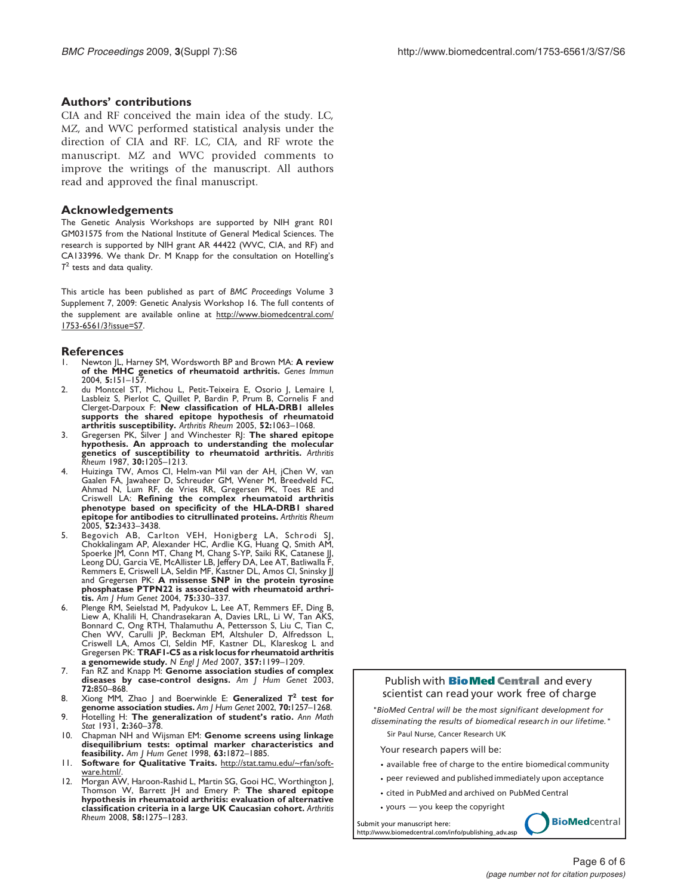## Authors' contributions

CIA and RF conceived the main idea of the study. LC, MZ, and WVC performed statistical analysis under the direction of CIA and RF. LC, CIA, and RF wrote the manuscript. MZ and WVC provided comments to improve the writings of the manuscript. All authors read and approved the final manuscript.

## Acknowledgements

The Genetic Analysis Workshops are supported by NIH grant R01 GM031575 from the National Institute of General Medical Sciences. The research is supported by NIH grant AR 44422 (WVC, CIA, and RF) and CA133996. We thank Dr. M Knapp for the consultation on Hotelling's $T^2$ tests and data quality.

This article has been published as part of *BMC Proceedings* Volume 3 Supplement 7, 2009: Genetic Analysis Workshop 16. The full contents of the supplement are available online at http://www.biomedcentral.com/1753-6561/3?issue=S7.

## References

1. Newton JL, Harney SM, Wordsworth BP and Brown MA: **A review of the MHC genetics of rheumatoid arthritis.** *Genes Immun* 2004, **5:**151–157.
2. du Montcel ST, Michou L, Petit-Teixeira E, Osorio J, Lemaire I, Lasbleiz S, Pierlot C, Quillet P, Bardin P, Prum B, Cornelis F and Clerget-Darpoux F: **New classification of HLA-DRB1 alleles supports the shared epitope hypothesis of rheumatoid arthritis susceptibility.** *Arthritis Rheum* 2005, **52:**1063–1068.
3. Gregersen PK, Silver J and Winchester RJ: **The shared epitope hypothesis. An approach to understanding the molecular genetics of susceptibility to rheumatoid arthritis.** *Arthritis Rheum* 1987, **30:**1205–1213.
4. Huizinga TW, Amos CI, Helm-van Mil van der AH, jChen W, van Gaalen FA, Jawaheer D, Schreuder GM, Wener M, Breedveld FC, Ahmad N, Lum RF, de Vries RR, Gregersen PK, Toes RE and Criswell LA: **Refining the complex rheumatoid arthritis phenotype based on specificity of the HLA-DRB1 shared epitope for antibodies to citrullinated proteins.** *Arthritis Rheum* 2005, **52:**3433–3438.
5. Begovich AB, Carlton VEH, Honigberg LA, Schrodi SJ, Chokkalingam AP, Alexander HC, Ardlie KG, Huang Q, Smith AM, Spoerke JM, Conn MT, Chang M, Chang S-YP, Saiki RK, Catanese JJ, Leong DU, Garcia VE, McAllister LB, Jeffery DA, Lee AT, Batliwalla F, Remmers E, Criswell LA, Seldin MF, Kastner DL, Amos CI, Sninsky JJ and Gregersen PK: **A missense SNP in the protein tyrosine phosphatase PTPN22 is associated with rheumatoid arthritis.** *Am J Hum Genet* 2004, **75:**330–337.
6. Plenge RM, Seielstad M, Padyukov L, Lee AT, Remmers EF, Ding B, Liew A, Khalili H, Chandrasekaran A, Davies LRL, Li W, Tan AKS, Bonnard C, Ong RTH, Thalamuthu A, Pettersson S, Liu C, Tian C, Chen WV, Carulli JP, Beckman EM, Altshuler D, Alfredsson L, Criswell LA, Amos CI, Seldin MF, Kastner DL, Klareskog L and Gregersen PK: **TRAF1-C5 as a risk locus for rheumatoid arthritis a genomewide study.** *N Engl J Med* 2007, **357:**1199–1209.
7. Fan RZ and Knapp M: **Genome association studies of complex diseases by case-control designs.** *Am J Hum Genet* 2003, **72:**850–868.
8. Xiong MM, Zhao J and Boerwinkle E: **Generalized $T^2$ test for genome association studies.** *Am J Hum Genet* 2002, **70:**1257–1268.
9. Hotelling H: **The generalization of student's ratio.** *Ann Math Stat* 1931, **2:**360–378.
10. Chapman NH and Wijsman EM: **Genome screens using linkage disequilibrium tests: optimal marker characteristics and feasibility.** *Am J Hum Genet* 1998, **63:**1872–1885.
11. **Software for Qualitative Traits.** http://stat.tamu.edu/~rfan/software.html/.
12. Morgan AW, Haroon-Rashid L, Martin SG, Gooi HC, Worthington J, Thomson W, Barrett JH and Emery P: **The shared epitope hypothesis in rheumatoid arthritis: evaluation of alternative classification criteria in a large UK Caucasian cohort.** *Arthritis Rheum* 2008, **58:**1275–1283.

Publish with **BioMed Central** and every scientist can read your work free of charge

*"BioMed Central will be the most significant development for disseminating the results of biomedical research in our lifetime."*
Sir Paul Nurse, Cancer Research UK

Your research papers will be:

- available free of charge to the entire biomedical community
- peer reviewed and published immediately upon acceptance
- cited in PubMed and archived on PubMed Central
- yours — you keep the copyright

Submit your manuscript here:
http://www.biomedcentral.com/info/publishing_adv.asp

BioMedcentral